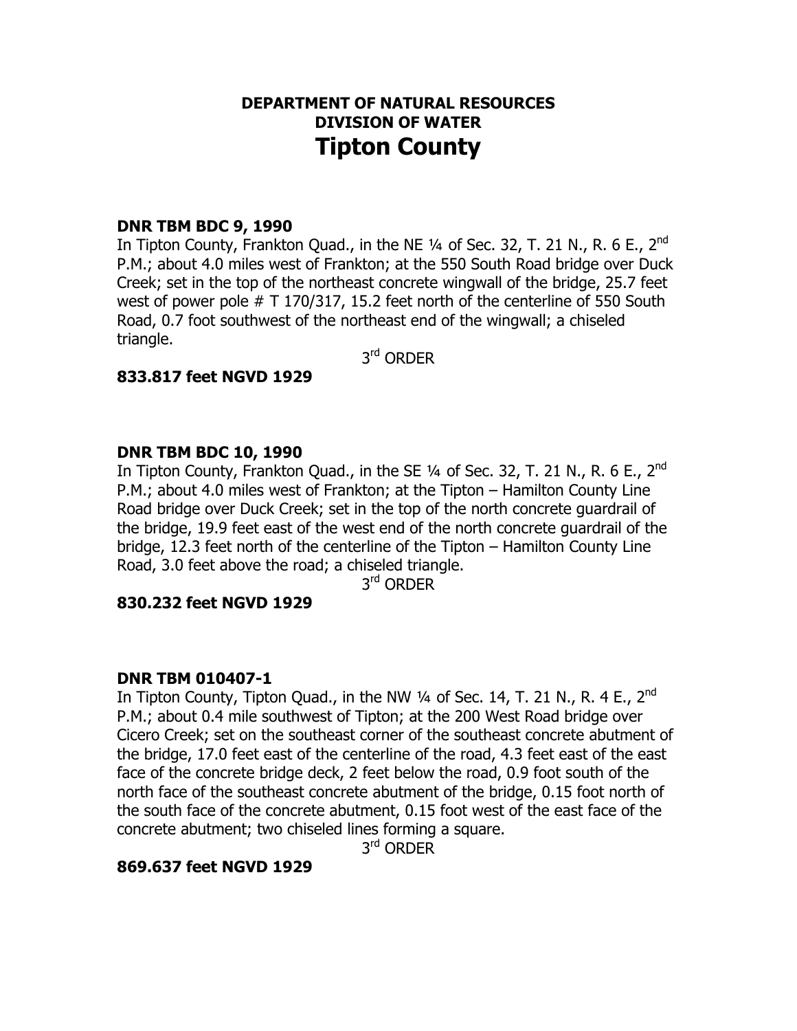# DEPARTMENT OF NATURAL RESOURCES
## DIVISION OF WATER
# Tipton County

**DNR TBM BDC 9, 1990**

In Tipton County, Frankton Quad., in the NE ¼ of Sec. 32, T. 21 N., R. 6 E., 2nd P.M.; about 4.0 miles west of Frankton; at the 550 South Road bridge over Duck Creek; set in the top of the northeast concrete wingwall of the bridge, 25.7 feet west of power pole # T 170/317, 15.2 feet north of the centerline of 550 South Road, 0.7 foot southwest of the northeast end of the wingwall; a chiseled triangle.

3rd ORDER

**833.817 feet NGVD 1929**

**DNR TBM BDC 10, 1990**

In Tipton County, Frankton Quad., in the SE ¼ of Sec. 32, T. 21 N., R. 6 E., 2nd P.M.; about 4.0 miles west of Frankton; at the Tipton – Hamilton County Line Road bridge over Duck Creek; set in the top of the north concrete guardrail of the bridge, 19.9 feet east of the west end of the north concrete guardrail of the bridge, 12.3 feet north of the centerline of the Tipton – Hamilton County Line Road, 3.0 feet above the road; a chiseled triangle.

3rd ORDER

**830.232 feet NGVD 1929**

**DNR TBM 010407-1**

In Tipton County, Tipton Quad., in the NW ¼ of Sec. 14, T. 21 N., R. 4 E., 2nd P.M.; about 0.4 mile southwest of Tipton; at the 200 West Road bridge over Cicero Creek; set on the southeast corner of the southeast concrete abutment of the bridge, 17.0 feet east of the centerline of the road, 4.3 feet east of the east face of the concrete bridge deck, 2 feet below the road, 0.9 foot south of the north face of the southeast concrete abutment of the bridge, 0.15 foot north of the south face of the concrete abutment, 0.15 foot west of the east face of the concrete abutment; two chiseled lines forming a square.

3rd ORDER

**869.637 feet NGVD 1929**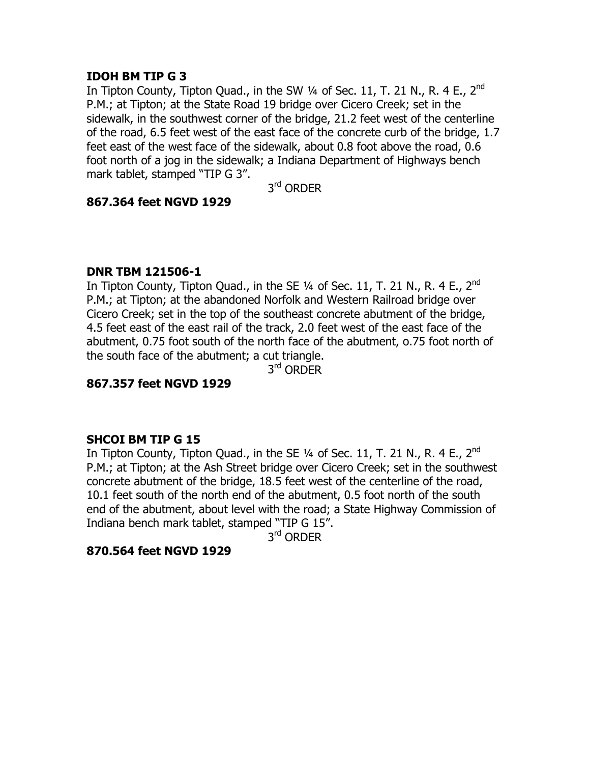**IDOH BM TIP G 3**

In Tipton County, Tipton Quad., in the SW ¼ of Sec. 11, T. 21 N., R. 4 E., 2nd P.M.; at Tipton; at the State Road 19 bridge over Cicero Creek; set in the sidewalk, in the southwest corner of the bridge, 21.2 feet west of the centerline of the road, 6.5 feet west of the east face of the concrete curb of the bridge, 1.7 feet east of the west face of the sidewalk, about 0.8 foot above the road, 0.6 foot north of a jog in the sidewalk; a Indiana Department of Highways bench mark tablet, stamped "TIP G 3".

3rd ORDER

**867.364 feet NGVD 1929**

**DNR TBM 121506-1**

In Tipton County, Tipton Quad., in the SE ¼ of Sec. 11, T. 21 N., R. 4 E., 2nd P.M.; at Tipton; at the abandoned Norfolk and Western Railroad bridge over Cicero Creek; set in the top of the southeast concrete abutment of the bridge, 4.5 feet east of the east rail of the track, 2.0 feet west of the east face of the abutment, 0.75 foot south of the north face of the abutment, o.75 foot north of the south face of the abutment; a cut triangle.

3rd ORDER

**867.357 feet NGVD 1929**

**SHCOI BM TIP G 15**

In Tipton County, Tipton Quad., in the SE ¼ of Sec. 11, T. 21 N., R. 4 E., 2nd P.M.; at Tipton; at the Ash Street bridge over Cicero Creek; set in the southwest concrete abutment of the bridge, 18.5 feet west of the centerline of the road, 10.1 feet south of the north end of the abutment, 0.5 foot north of the south end of the abutment, about level with the road; a State Highway Commission of Indiana bench mark tablet, stamped "TIP G 15".

3rd ORDER

**870.564 feet NGVD 1929**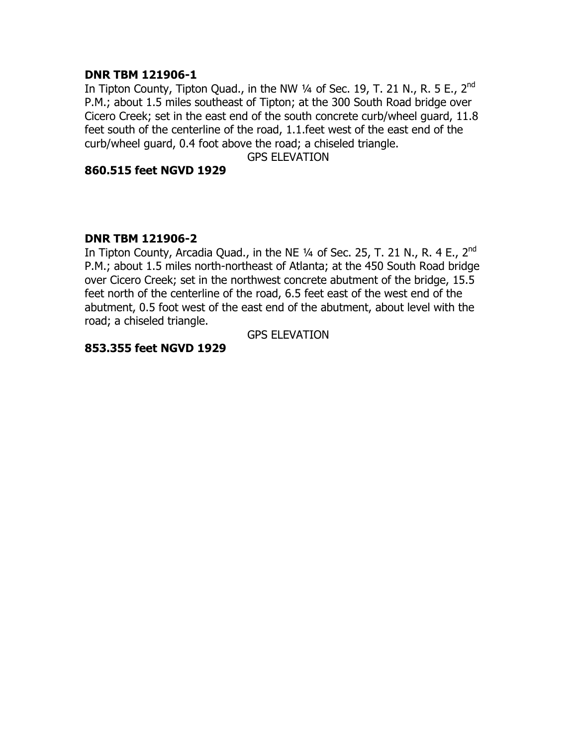**DNR TBM 121906-1**

In Tipton County, Tipton Quad., in the NW ¼ of Sec. 19, T. 21 N., R. 5 E., 2nd P.M.; about 1.5 miles southeast of Tipton; at the 300 South Road bridge over Cicero Creek; set in the east end of the south concrete curb/wheel guard, 11.8 feet south of the centerline of the road, 1.1.feet west of the east end of the curb/wheel guard, 0.4 foot above the road; a chiseled triangle.

GPS ELEVATION

**860.515 feet NGVD 1929**

**DNR TBM 121906-2**

In Tipton County, Arcadia Quad., in the NE ¼ of Sec. 25, T. 21 N., R. 4 E., 2nd P.M.; about 1.5 miles north-northeast of Atlanta; at the 450 South Road bridge over Cicero Creek; set in the northwest concrete abutment of the bridge, 15.5 feet north of the centerline of the road, 6.5 feet east of the west end of the abutment, 0.5 foot west of the east end of the abutment, about level with the road; a chiseled triangle.

GPS ELEVATION

**853.355 feet NGVD 1929**